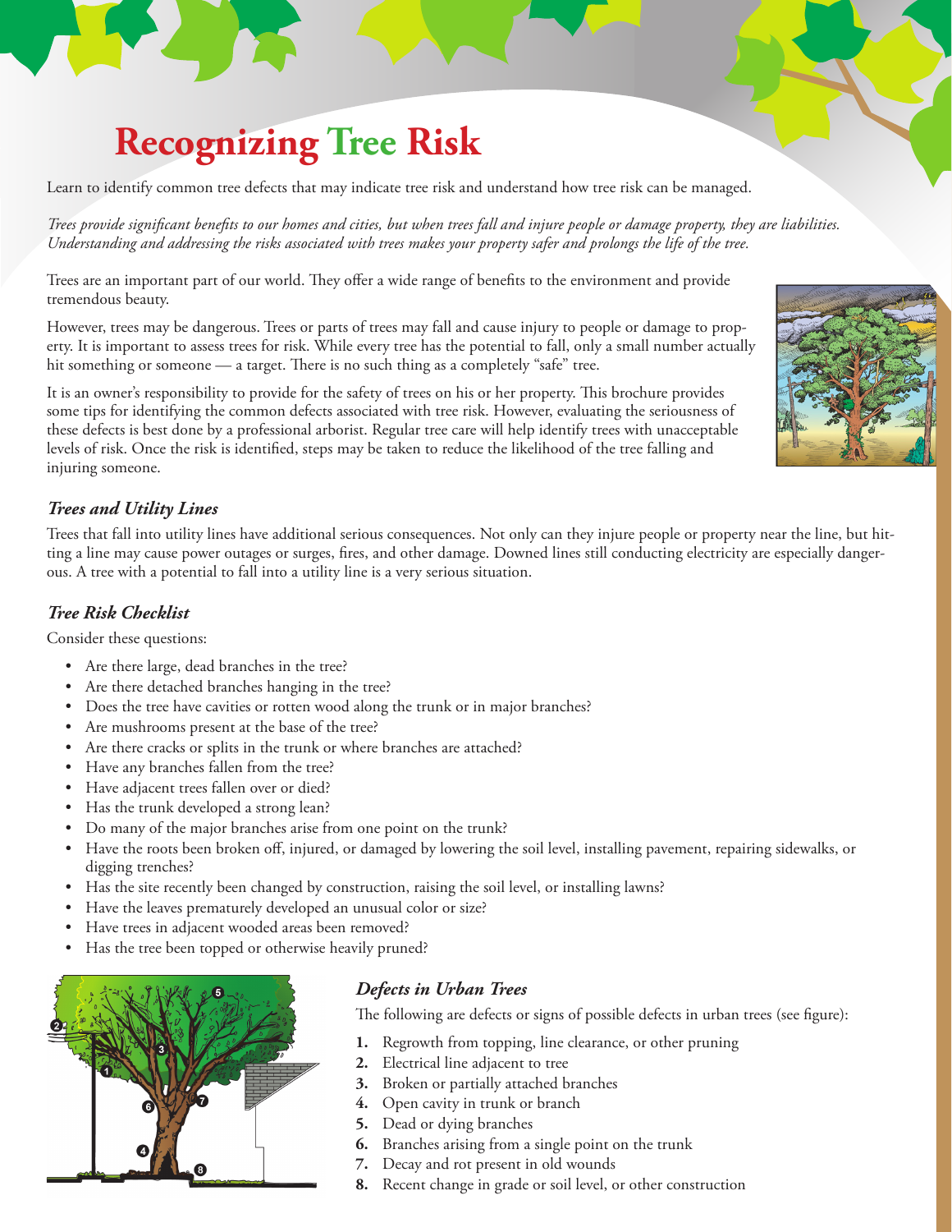# Recognizing Tree Risk

Learn to identify common tree defects that may indicate tree risk and understand how tree risk can be managed.

*Trees provide significant benefits to our homes and cities, but when trees fall and injure people or damage property, they are liabilities. Understanding and addressing the risks associated with trees makes your property safer and prolongs the life of the tree.*

Trees are an important part of our world. They offer a wide range of benefits to the environment and provide tremendous beauty.

However, trees may be dangerous. Trees or parts of trees may fall and cause injury to people or damage to property. It is important to assess trees for risk. While every tree has the potential to fall, only a small number actually hit something or someone — a target. There is no such thing as a completely "safe" tree.

It is an owner's responsibility to provide for the safety of trees on his or her property. This brochure provides some tips for identifying the common defects associated with tree risk. However, evaluating the seriousness of these defects is best done by a professional arborist. Regular tree care will help identify trees with unacceptable levels of risk. Once the risk is identified, steps may be taken to reduce the likelihood of the tree falling and injuring someone.

### *Trees and Utility Lines*

Trees that fall into utility lines have additional serious consequences. Not only can they injure people or property near the line, but hitting a line may cause power outages or surges, fires, and other damage. Downed lines still conducting electricity are especially dangerous. A tree with a potential to fall into a utility line is a very serious situation.

### *Tree Risk Checklist*

Consider these questions:

- Are there large, dead branches in the tree?
- Are there detached branches hanging in the tree?
- Does the tree have cavities or rotten wood along the trunk or in major branches?
- Are mushrooms present at the base of the tree?
- Are there cracks or splits in the trunk or where branches are attached?
- Have any branches fallen from the tree?
- Have adjacent trees fallen over or died?
- Has the trunk developed a strong lean?
- Do many of the major branches arise from one point on the trunk?
- Have the roots been broken off, injured, or damaged by lowering the soil level, installing pavement, repairing sidewalks, or digging trenches?
- Has the site recently been changed by construction, raising the soil level, or installing lawns?
- Have the leaves prematurely developed an unusual color or size?
- Have trees in adjacent wooded areas been removed?
- Has the tree been topped or otherwise heavily pruned?

### *Defects in Urban Trees*

The following are defects or signs of possible defects in urban trees (see figure):

1. Regrowth from topping, line clearance, or other pruning
2. Electrical line adjacent to tree
3. Broken or partially attached branches
4. Open cavity in trunk or branch
5. Dead or dying branches
6. Branches arising from a single point on the trunk
7. Decay and rot present in old wounds
8. Recent change in grade or soil level, or other construction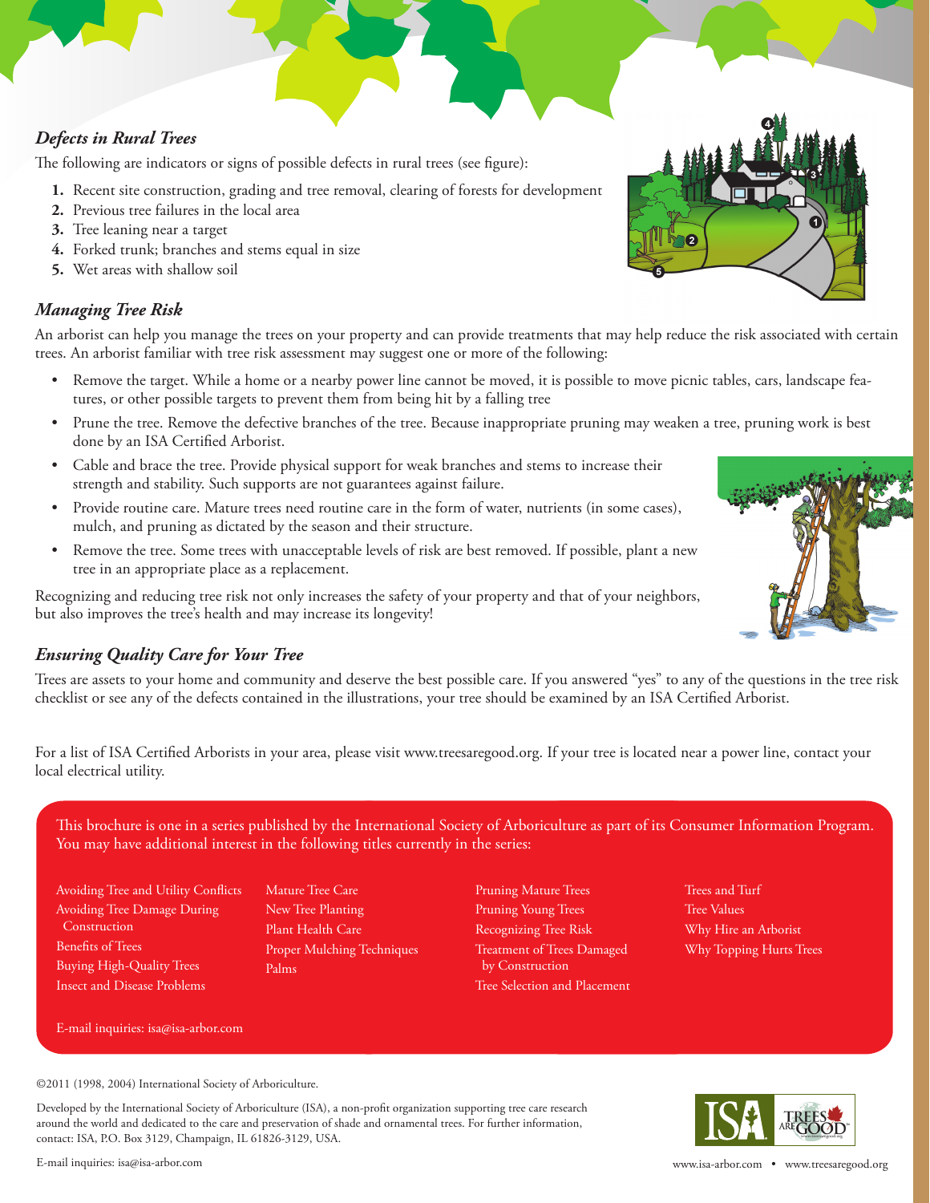## *Defects in Rural Trees*

The following are indicators or signs of possible defects in rural trees (see figure):

1. Recent site construction, grading and tree removal, clearing of forests for development
2. Previous tree failures in the local area
3. Tree leaning near a target
4. Forked trunk; branches and stems equal in size
5. Wet areas with shallow soil

## *Managing Tree Risk*

An arborist can help you manage the trees on your property and can provide treatments that may help reduce the risk associated with certain trees. An arborist familiar with tree risk assessment may suggest one or more of the following:

- Remove the target. While a home or a nearby power line cannot be moved, it is possible to move picnic tables, cars, landscape features, or other possible targets to prevent them from being hit by a falling tree
- Prune the tree. Remove the defective branches of the tree. Because inappropriate pruning may weaken a tree, pruning work is best done by an ISA Certified Arborist.
- Cable and brace the tree. Provide physical support for weak branches and stems to increase their strength and stability. Such supports are not guarantees against failure.
- Provide routine care. Mature trees need routine care in the form of water, nutrients (in some cases), mulch, and pruning as dictated by the season and their structure.
- Remove the tree. Some trees with unacceptable levels of risk are best removed. If possible, plant a new tree in an appropriate place as a replacement.

Recognizing and reducing tree risk not only increases the safety of your property and that of your neighbors, but also improves the tree's health and may increase its longevity!

## *Ensuring Quality Care for Your Tree*

Trees are assets to your home and community and deserve the best possible care. If you answered "yes" to any of the questions in the tree risk checklist or see any of the defects contained in the illustrations, your tree should be examined by an ISA Certified Arborist.

For a list of ISA Certified Arborists in your area, please visit www.treesaregood.org. If your tree is located near a power line, contact your local electrical utility.

This brochure is one in a series published by the International Society of Arboriculture as part of its Consumer Information Program. You may have additional interest in the following titles currently in the series:

- Avoiding Tree and Utility Conflicts
- Avoiding Tree Damage During Construction
- Benefits of Trees
- Buying High-Quality Trees
- Insect and Disease Problems
- Mature Tree Care
- New Tree Planting
- Plant Health Care
- Proper Mulching Techniques
- Palms
- Pruning Mature Trees
- Pruning Young Trees
- Recognizing Tree Risk
- Treatment of Trees Damaged by Construction
- Tree Selection and Placement
- Trees and Turf
- Tree Values
- Why Hire an Arborist
- Why Topping Hurts Trees

E-mail inquiries: isa@isa-arbor.com

©2011 (1998, 2004) International Society of Arboriculture.

Developed by the International Society of Arboriculture (ISA), a non-profit organization supporting tree care research around the world and dedicated to the care and preservation of shade and ornamental trees. For further information, contact: ISA, P.O. Box 3129, Champaign, IL 61826-3129, USA.

E-mail inquiries: isa@isa-arbor.com

www.isa-arbor.com • www.treesaregood.org